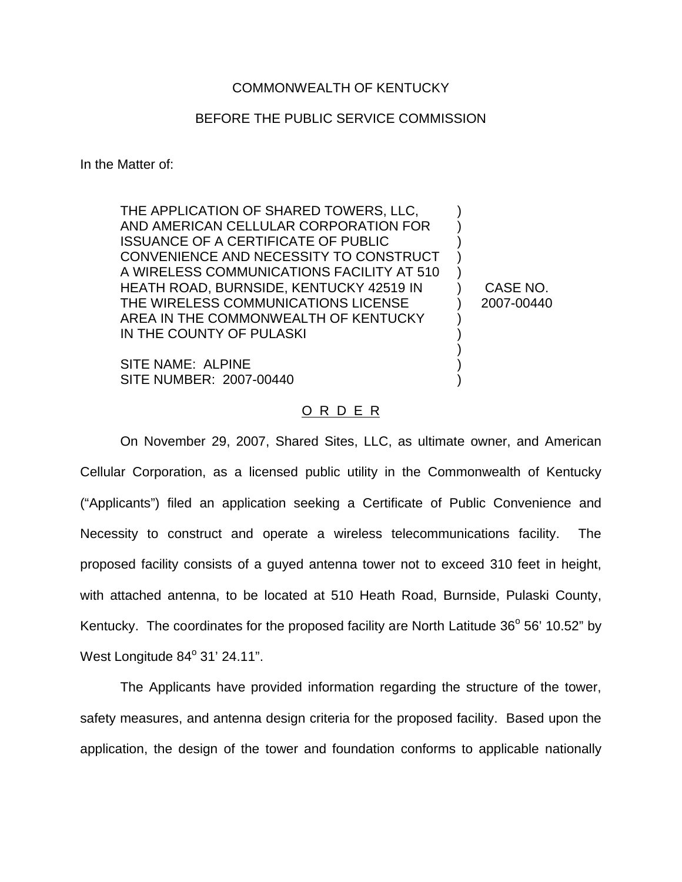COMMONWEALTH OF KENTUCKY

BEFORE THE PUBLIC SERVICE COMMISSION

In the Matter of:

| | | |
|---|---|---|
| THE APPLICATION OF SHARED TOWERS, LLC, AND AMERICAN CELLULAR CORPORATION FOR ISSUANCE OF A CERTIFICATE OF PUBLIC CONVENIENCE AND NECESSITY TO CONSTRUCT A WIRELESS COMMUNICATIONS FACILITY AT 510 HEATH ROAD, BURNSIDE, KENTUCKY 42519 IN THE WIRELESS COMMUNICATIONS LICENSE AREA IN THE COMMONWEALTH OF KENTUCKY IN THE COUNTY OF PULASKI<br><br>SITE NAME: ALPINE<br>SITE NUMBER: 2007-00440 | ) | CASE NO. 2007-00440 |

O R D E R

On November 29, 2007, Shared Sites, LLC, as ultimate owner, and American Cellular Corporation, as a licensed public utility in the Commonwealth of Kentucky ("Applicants") filed an application seeking a Certificate of Public Convenience and Necessity to construct and operate a wireless telecommunications facility. The proposed facility consists of a guyed antenna tower not to exceed 310 feet in height, with attached antenna, to be located at 510 Heath Road, Burnside, Pulaski County, Kentucky. The coordinates for the proposed facility are North Latitude 36° 56' 10.52" by West Longitude 84° 31' 24.11".

The Applicants have provided information regarding the structure of the tower, safety measures, and antenna design criteria for the proposed facility. Based upon the application, the design of the tower and foundation conforms to applicable nationally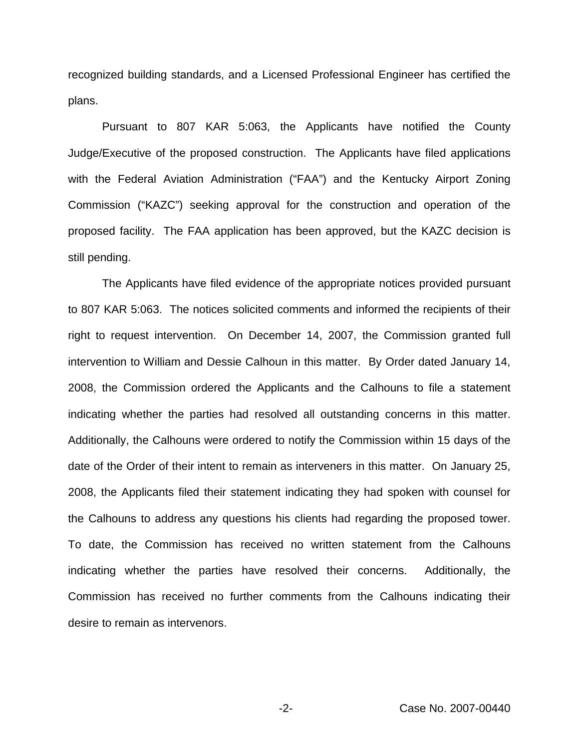recognized building standards, and a Licensed Professional Engineer has certified the plans.

Pursuant to 807 KAR 5:063, the Applicants have notified the County Judge/Executive of the proposed construction. The Applicants have filed applications with the Federal Aviation Administration ("FAA") and the Kentucky Airport Zoning Commission ("KAZC") seeking approval for the construction and operation of the proposed facility. The FAA application has been approved, but the KAZC decision is still pending.

The Applicants have filed evidence of the appropriate notices provided pursuant to 807 KAR 5:063. The notices solicited comments and informed the recipients of their right to request intervention. On December 14, 2007, the Commission granted full intervention to William and Dessie Calhoun in this matter. By Order dated January 14, 2008, the Commission ordered the Applicants and the Calhouns to file a statement indicating whether the parties had resolved all outstanding concerns in this matter. Additionally, the Calhouns were ordered to notify the Commission within 15 days of the date of the Order of their intent to remain as interveners in this matter. On January 25, 2008, the Applicants filed their statement indicating they had spoken with counsel for the Calhouns to address any questions his clients had regarding the proposed tower. To date, the Commission has received no written statement from the Calhouns indicating whether the parties have resolved their concerns. Additionally, the Commission has received no further comments from the Calhouns indicating their desire to remain as intervenors.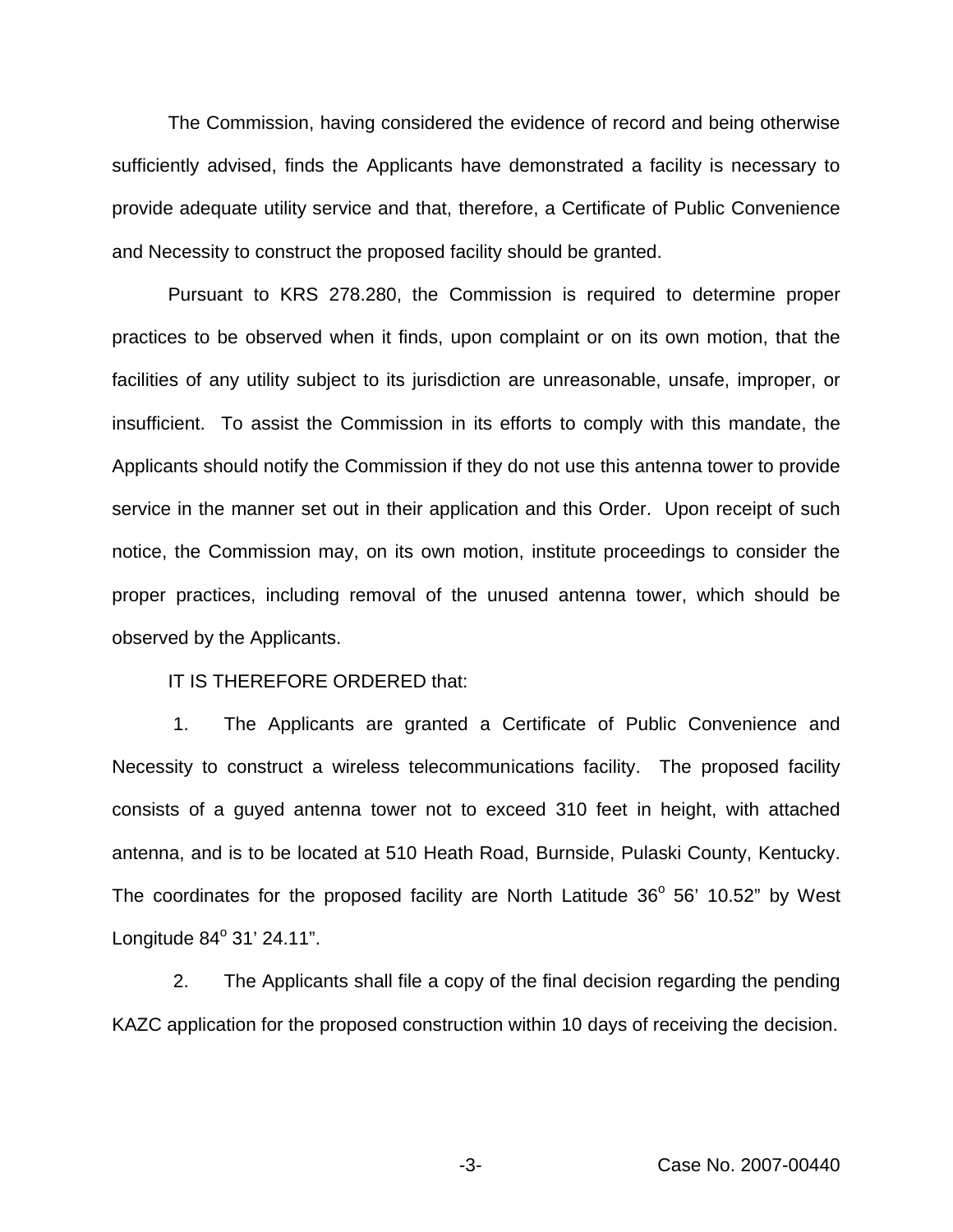The Commission, having considered the evidence of record and being otherwise sufficiently advised, finds the Applicants have demonstrated a facility is necessary to provide adequate utility service and that, therefore, a Certificate of Public Convenience and Necessity to construct the proposed facility should be granted.

Pursuant to KRS 278.280, the Commission is required to determine proper practices to be observed when it finds, upon complaint or on its own motion, that the facilities of any utility subject to its jurisdiction are unreasonable, unsafe, improper, or insufficient. To assist the Commission in its efforts to comply with this mandate, the Applicants should notify the Commission if they do not use this antenna tower to provide service in the manner set out in their application and this Order. Upon receipt of such notice, the Commission may, on its own motion, institute proceedings to consider the proper practices, including removal of the unused antenna tower, which should be observed by the Applicants.

IT IS THEREFORE ORDERED that:

1. The Applicants are granted a Certificate of Public Convenience and Necessity to construct a wireless telecommunications facility. The proposed facility consists of a guyed antenna tower not to exceed 310 feet in height, with attached antenna, and is to be located at 510 Heath Road, Burnside, Pulaski County, Kentucky. The coordinates for the proposed facility are North Latitude 36° 56' 10.52" by West Longitude 84° 31' 24.11".

2. The Applicants shall file a copy of the final decision regarding the pending KAZC application for the proposed construction within 10 days of receiving the decision.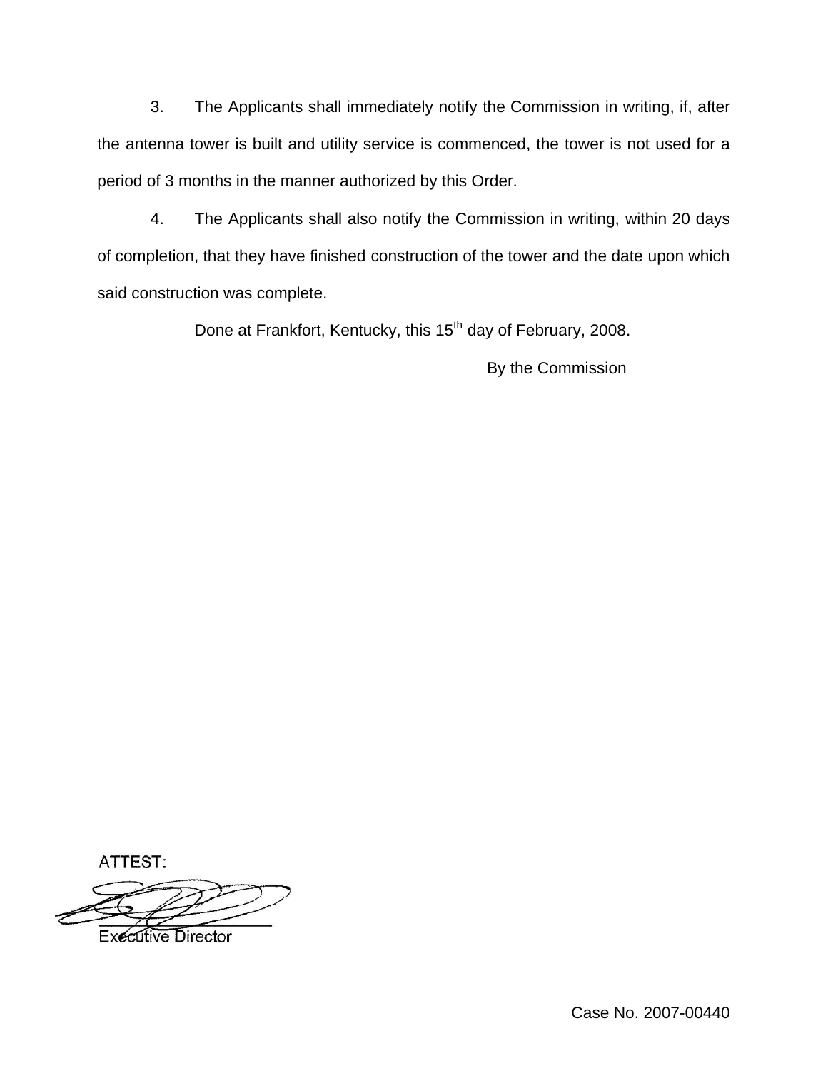3. The Applicants shall immediately notify the Commission in writing, if, after the antenna tower is built and utility service is commenced, the tower is not used for a period of 3 months in the manner authorized by this Order.

4. The Applicants shall also notify the Commission in writing, within 20 days of completion, that they have finished construction of the tower and the date upon which said construction was complete.

Done at Frankfort, Kentucky, this 15th day of February, 2008.

By the Commission

ATTEST:

Executive Director

Case No. 2007-00440